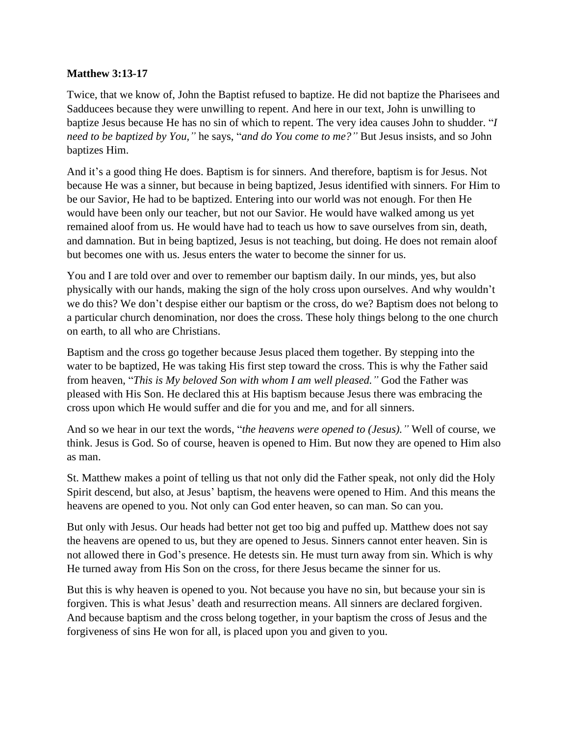**Matthew 3:13-17**

Twice, that we know of, John the Baptist refused to baptize. He did not baptize the Pharisees and Sadducees because they were unwilling to repent. And here in our text, John is unwilling to baptize Jesus because He has no sin of which to repent. The very idea causes John to shudder. "*I need to be baptized by You,"* he says, "*and do You come to me?"* But Jesus insists, and so John baptizes Him.

And it's a good thing He does. Baptism is for sinners. And therefore, baptism is for Jesus. Not because He was a sinner, but because in being baptized, Jesus identified with sinners. For Him to be our Savior, He had to be baptized. Entering into our world was not enough. For then He would have been only our teacher, but not our Savior. He would have walked among us yet remained aloof from us. He would have had to teach us how to save ourselves from sin, death, and damnation. But in being baptized, Jesus is not teaching, but doing. He does not remain aloof but becomes one with us. Jesus enters the water to become the sinner for us.

You and I are told over and over to remember our baptism daily. In our minds, yes, but also physically with our hands, making the sign of the holy cross upon ourselves. And why wouldn't we do this? We don't despise either our baptism or the cross, do we? Baptism does not belong to a particular church denomination, nor does the cross. These holy things belong to the one church on earth, to all who are Christians.

Baptism and the cross go together because Jesus placed them together. By stepping into the water to be baptized, He was taking His first step toward the cross. This is why the Father said from heaven, "*This is My beloved Son with whom I am well pleased."* God the Father was pleased with His Son. He declared this at His baptism because Jesus there was embracing the cross upon which He would suffer and die for you and me, and for all sinners.

And so we hear in our text the words, "*the heavens were opened to (Jesus)."* Well of course, we think. Jesus is God. So of course, heaven is opened to Him. But now they are opened to Him also as man.

St. Matthew makes a point of telling us that not only did the Father speak, not only did the Holy Spirit descend, but also, at Jesus' baptism, the heavens were opened to Him. And this means the heavens are opened to you. Not only can God enter heaven, so can man. So can you.

But only with Jesus. Our heads had better not get too big and puffed up. Matthew does not say the heavens are opened to us, but they are opened to Jesus. Sinners cannot enter heaven. Sin is not allowed there in God's presence. He detests sin. He must turn away from sin. Which is why He turned away from His Son on the cross, for there Jesus became the sinner for us.

But this is why heaven is opened to you. Not because you have no sin, but because your sin is forgiven. This is what Jesus' death and resurrection means. All sinners are declared forgiven. And because baptism and the cross belong together, in your baptism the cross of Jesus and the forgiveness of sins He won for all, is placed upon you and given to you.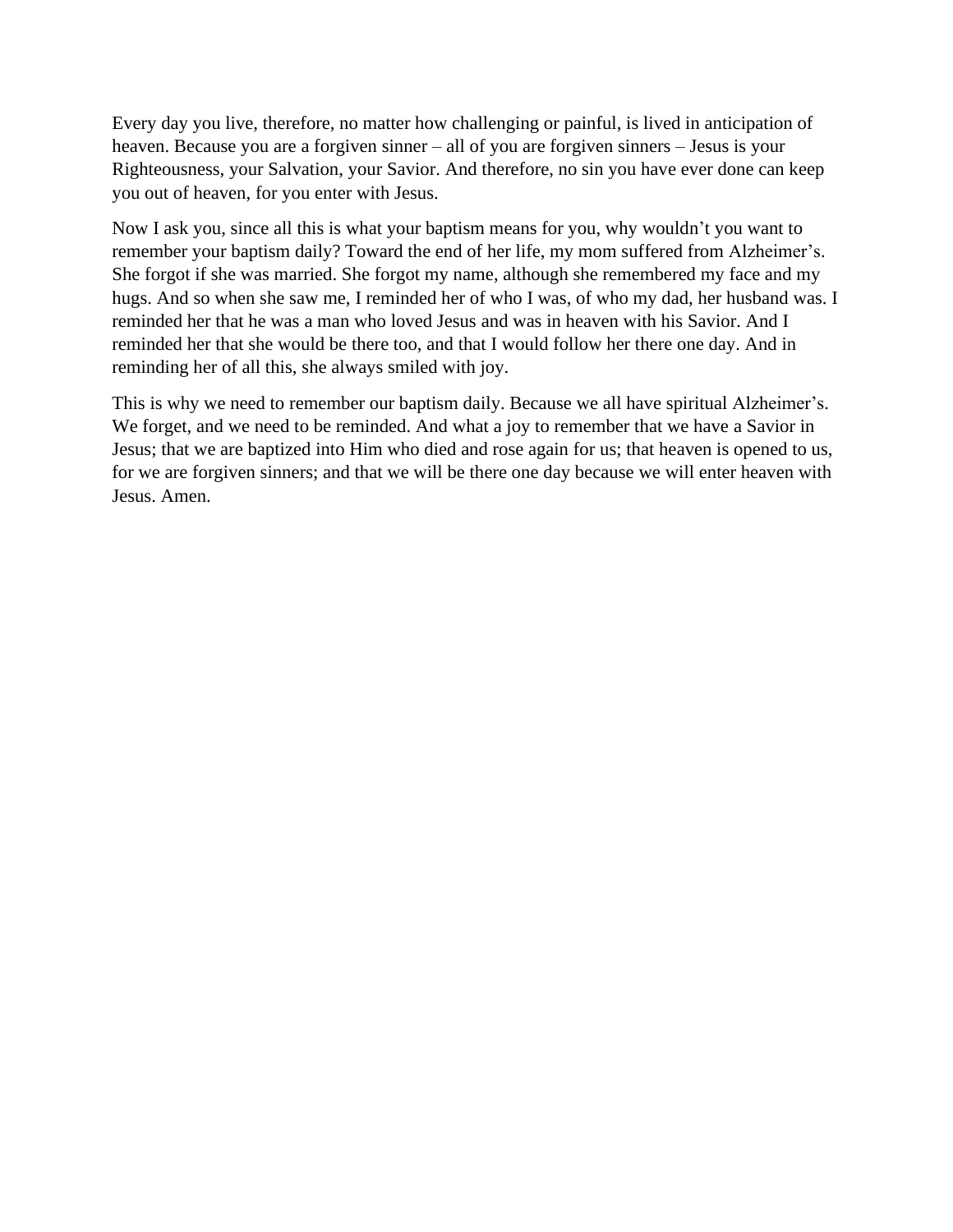Every day you live, therefore, no matter how challenging or painful, is lived in anticipation of heaven. Because you are a forgiven sinner – all of you are forgiven sinners – Jesus is your Righteousness, your Salvation, your Savior. And therefore, no sin you have ever done can keep you out of heaven, for you enter with Jesus.

Now I ask you, since all this is what your baptism means for you, why wouldn't you want to remember your baptism daily? Toward the end of her life, my mom suffered from Alzheimer's. She forgot if she was married. She forgot my name, although she remembered my face and my hugs. And so when she saw me, I reminded her of who I was, of who my dad, her husband was. I reminded her that he was a man who loved Jesus and was in heaven with his Savior. And I reminded her that she would be there too, and that I would follow her there one day. And in reminding her of all this, she always smiled with joy.

This is why we need to remember our baptism daily. Because we all have spiritual Alzheimer's. We forget, and we need to be reminded. And what a joy to remember that we have a Savior in Jesus; that we are baptized into Him who died and rose again for us; that heaven is opened to us, for we are forgiven sinners; and that we will be there one day because we will enter heaven with Jesus. Amen.